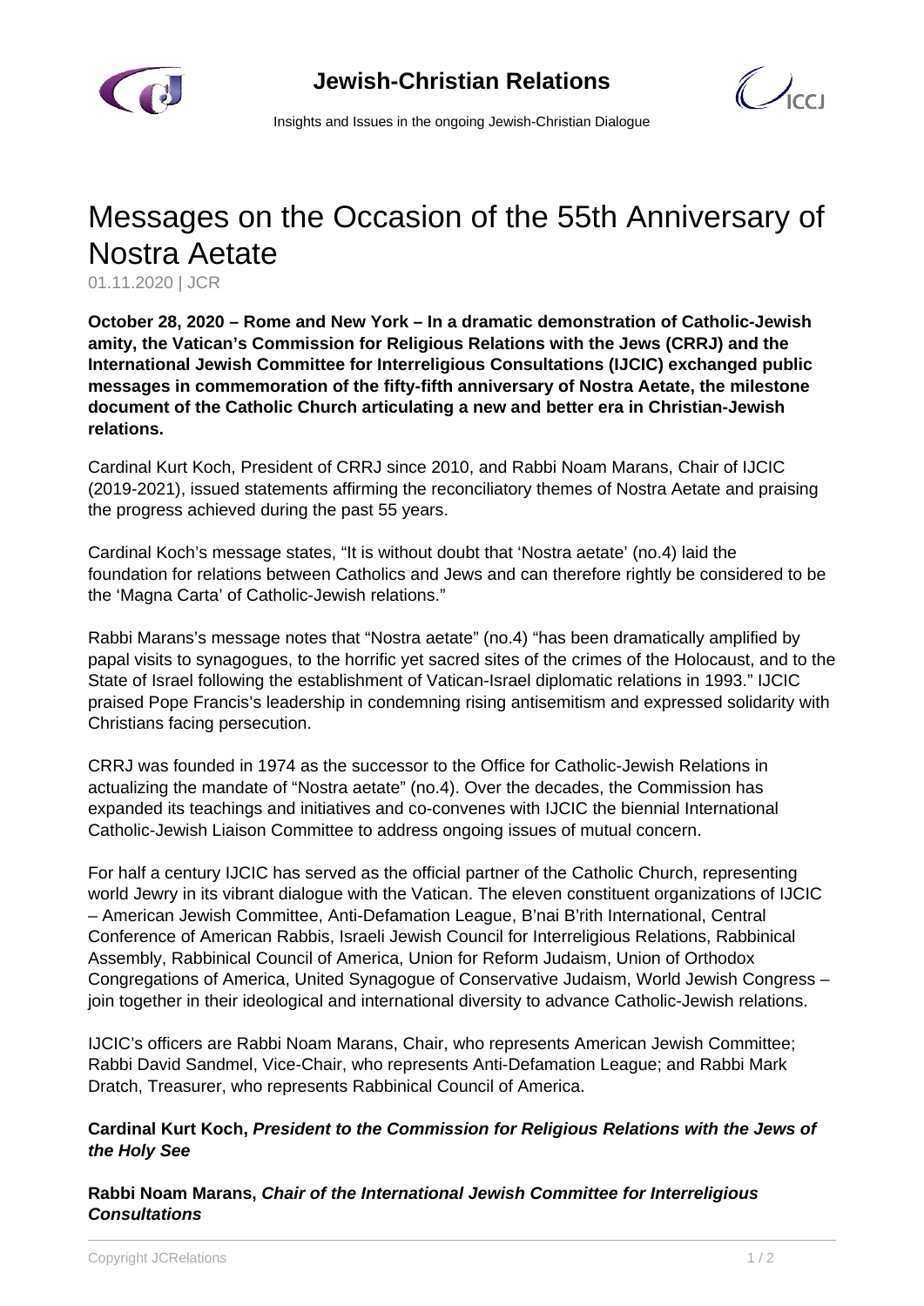# Messages on the Occasion of the 55th Anniversary of Nostra Aetate

01.11.2020 | JCR

**October 28, 2020 – Rome and New York – In a dramatic demonstration of Catholic-Jewish amity, the Vatican's Commission for Religious Relations with the Jews (CRRJ) and the International Jewish Committee for Interreligious Consultations (IJCIC) exchanged public messages in commemoration of the fifty-fifth anniversary of Nostra Aetate, the milestone document of the Catholic Church articulating a new and better era in Christian-Jewish relations.**

Cardinal Kurt Koch, President of CRRJ since 2010, and Rabbi Noam Marans, Chair of IJCIC (2019-2021), issued statements affirming the reconciliatory themes of Nostra Aetate and praising the progress achieved during the past 55 years.

Cardinal Koch's message states, "It is without doubt that 'Nostra aetate' (no.4) laid the foundation for relations between Catholics and Jews and can therefore rightly be considered to be the 'Magna Carta' of Catholic-Jewish relations."

Rabbi Marans's message notes that "Nostra aetate" (no.4) "has been dramatically amplified by papal visits to synagogues, to the horrific yet sacred sites of the crimes of the Holocaust, and to the State of Israel following the establishment of Vatican-Israel diplomatic relations in 1993." IJCIC praised Pope Francis's leadership in condemning rising antisemitism and expressed solidarity with Christians facing persecution.

CRRJ was founded in 1974 as the successor to the Office for Catholic-Jewish Relations in actualizing the mandate of "Nostra aetate" (no.4). Over the decades, the Commission has expanded its teachings and initiatives and co-convenes with IJCIC the biennial International Catholic-Jewish Liaison Committee to address ongoing issues of mutual concern.

For half a century IJCIC has served as the official partner of the Catholic Church, representing world Jewry in its vibrant dialogue with the Vatican. The eleven constituent organizations of IJCIC – American Jewish Committee, Anti-Defamation League, B'nai B'rith International, Central Conference of American Rabbis, Israeli Jewish Council for Interreligious Relations, Rabbinical Assembly, Rabbinical Council of America, Union for Reform Judaism, Union of Orthodox Congregations of America, United Synagogue of Conservative Judaism, World Jewish Congress – join together in their ideological and international diversity to advance Catholic-Jewish relations.

IJCIC's officers are Rabbi Noam Marans, Chair, who represents American Jewish Committee; Rabbi David Sandmel, Vice-Chair, who represents Anti-Defamation League; and Rabbi Mark Dratch, Treasurer, who represents Rabbinical Council of America.

**Cardinal Kurt Koch, *President to the Commission for Religious Relations with the Jews of the Holy See***

**Rabbi Noam Marans, *Chair of the International Jewish Committee for Interreligious Consultations***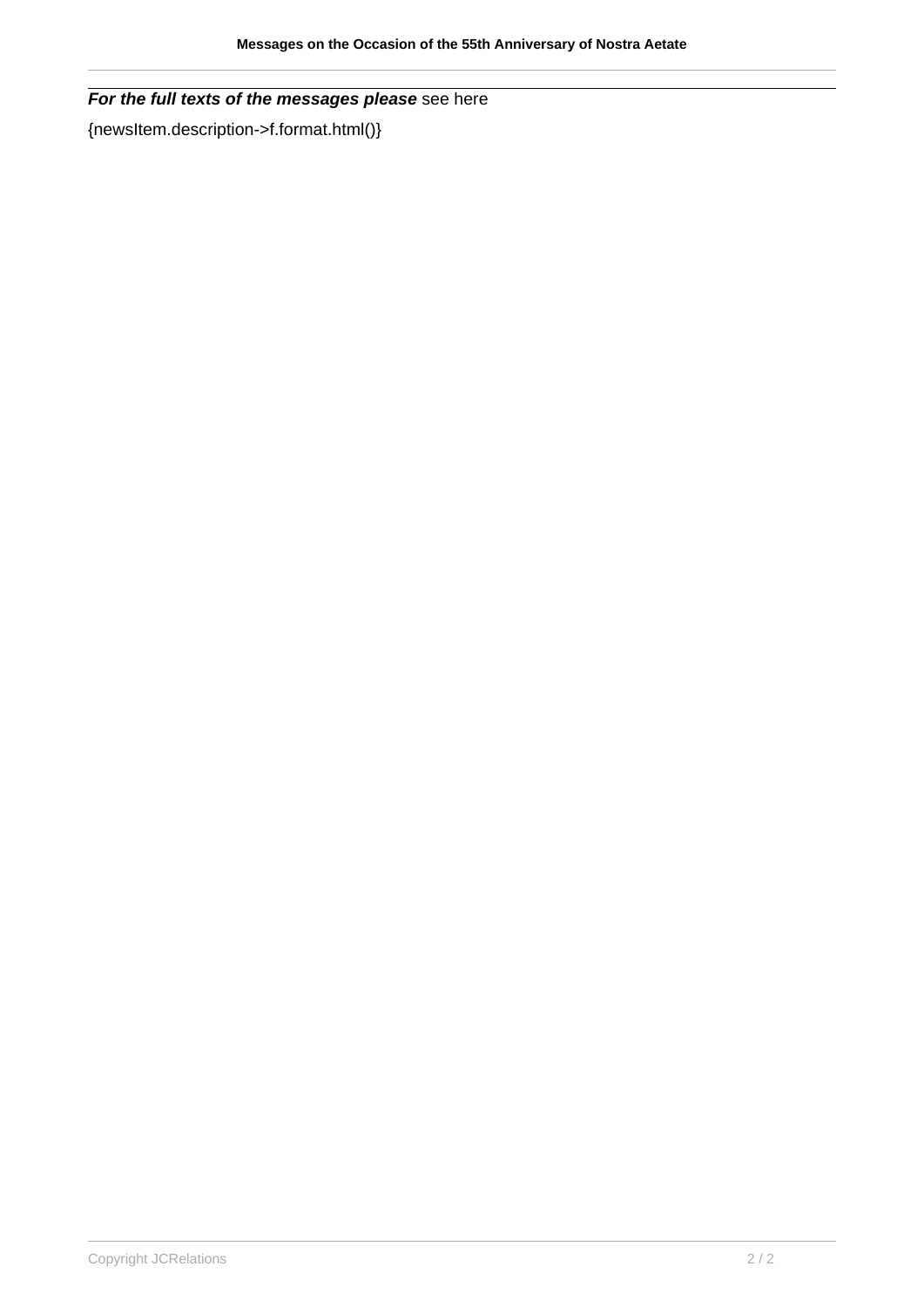***For the full texts of the messages please*** see here

{newsItem.description->f.format.html()}